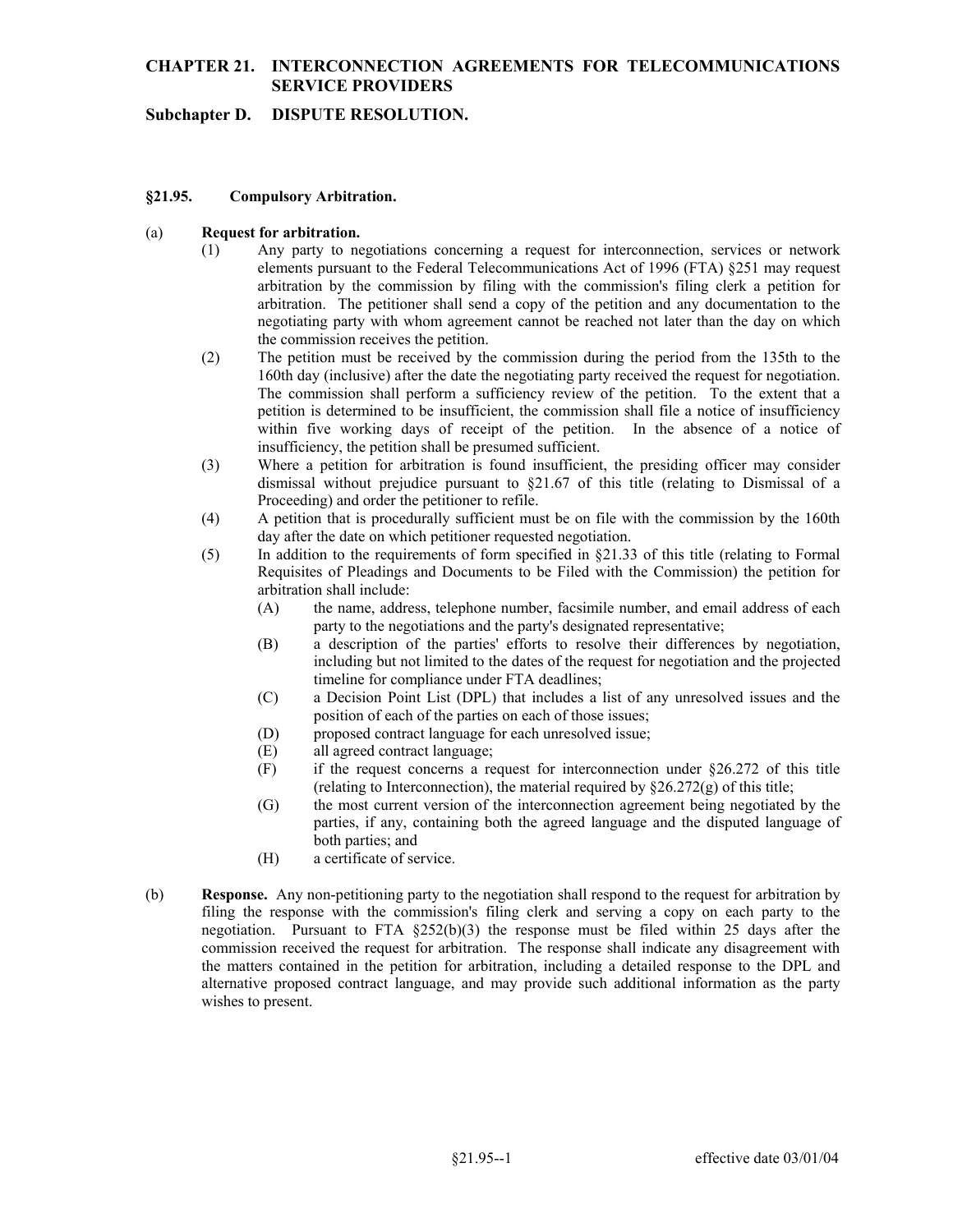# CHAPTER 21. INTERCONNECTION AGREEMENTS FOR TELECOMMUNICATIONS SERVICE PROVIDERS

## Subchapter D. DISPUTE RESOLUTION.

### §21.95. Compulsory Arbitration.

(a) **Request for arbitration.**

(1) Any party to negotiations concerning a request for interconnection, services or network elements pursuant to the Federal Telecommunications Act of 1996 (FTA) §251 may request arbitration by the commission by filing with the commission's filing clerk a petition for arbitration. The petitioner shall send a copy of the petition and any documentation to the negotiating party with whom agreement cannot be reached not later than the day on which the commission receives the petition.

(2) The petition must be received by the commission during the period from the 135th to the 160th day (inclusive) after the date the negotiating party received the request for negotiation. The commission shall perform a sufficiency review of the petition. To the extent that a petition is determined to be insufficient, the commission shall file a notice of insufficiency within five working days of receipt of the petition. In the absence of a notice of insufficiency, the petition shall be presumed sufficient.

(3) Where a petition for arbitration is found insufficient, the presiding officer may consider dismissal without prejudice pursuant to §21.67 of this title (relating to Dismissal of a Proceeding) and order the petitioner to refile.

(4) A petition that is procedurally sufficient must be on file with the commission by the 160th day after the date on which petitioner requested negotiation.

(5) In addition to the requirements of form specified in §21.33 of this title (relating to Formal Requisites of Pleadings and Documents to be Filed with the Commission) the petition for arbitration shall include:

(A) the name, address, telephone number, facsimile number, and email address of each party to the negotiations and the party's designated representative;

(B) a description of the parties' efforts to resolve their differences by negotiation, including but not limited to the dates of the request for negotiation and the projected timeline for compliance under FTA deadlines;

(C) a Decision Point List (DPL) that includes a list of any unresolved issues and the position of each of the parties on each of those issues;

(D) proposed contract language for each unresolved issue;

(E) all agreed contract language;

(F) if the request concerns a request for interconnection under §26.272 of this title (relating to Interconnection), the material required by §26.272(g) of this title;

(G) the most current version of the interconnection agreement being negotiated by the parties, if any, containing both the agreed language and the disputed language of both parties; and

(H) a certificate of service.

(b) **Response.** Any non-petitioning party to the negotiation shall respond to the request for arbitration by filing the response with the commission's filing clerk and serving a copy on each party to the negotiation. Pursuant to FTA §252(b)(3) the response must be filed within 25 days after the commission received the request for arbitration. The response shall indicate any disagreement with the matters contained in the petition for arbitration, including a detailed response to the DPL and alternative proposed contract language, and may provide such additional information as the party wishes to present.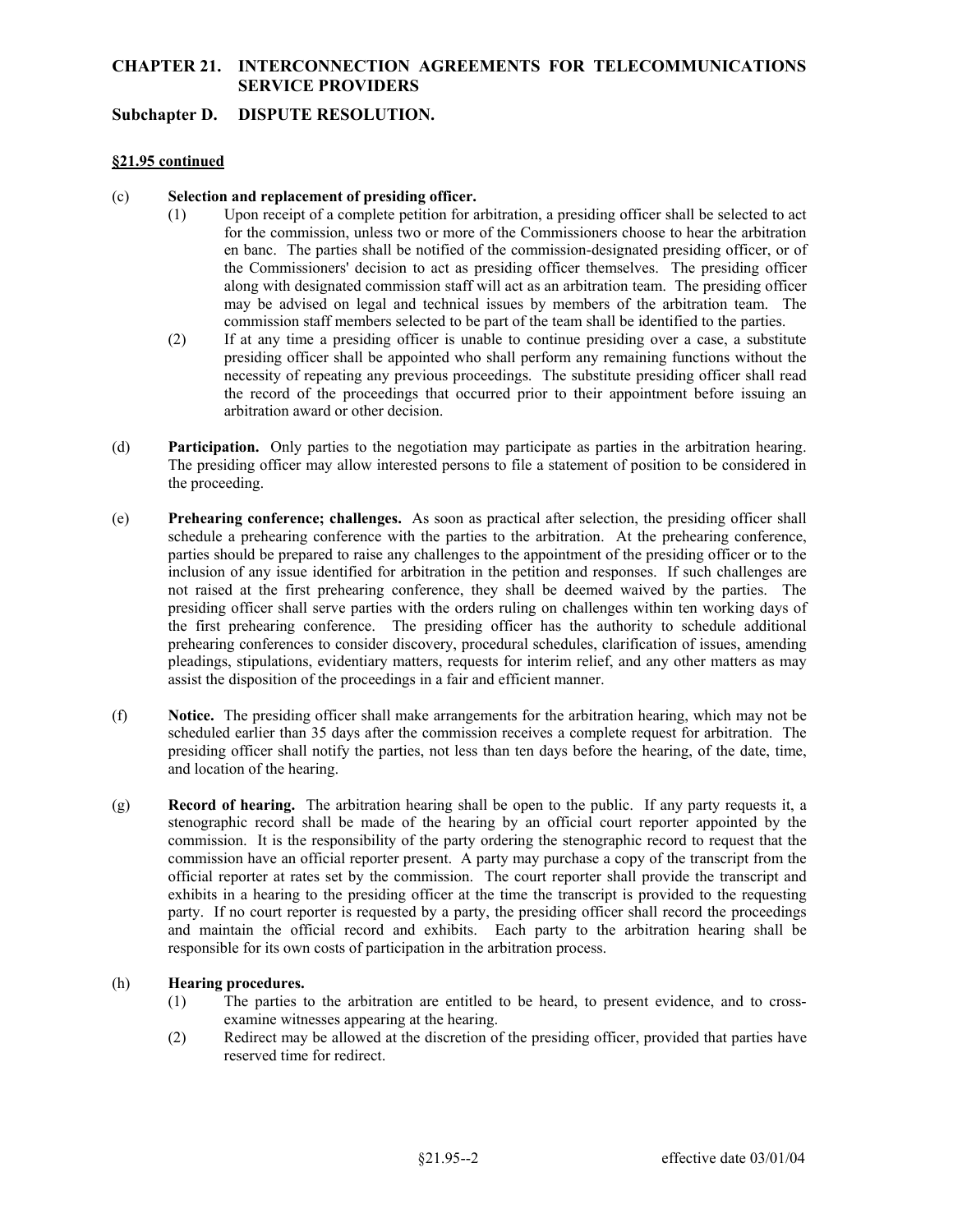# CHAPTER 21. INTERCONNECTION AGREEMENTS FOR TELECOMMUNICATIONS SERVICE PROVIDERS

## Subchapter D. DISPUTE RESOLUTION.

**§21.95 continued**

(c) **Selection and replacement of presiding officer.**

(1) Upon receipt of a complete petition for arbitration, a presiding officer shall be selected to act for the commission, unless two or more of the Commissioners choose to hear the arbitration en banc. The parties shall be notified of the commission-designated presiding officer, or of the Commissioners' decision to act as presiding officer themselves. The presiding officer along with designated commission staff will act as an arbitration team. The presiding officer may be advised on legal and technical issues by members of the arbitration team. The commission staff members selected to be part of the team shall be identified to the parties.

(2) If at any time a presiding officer is unable to continue presiding over a case, a substitute presiding officer shall be appointed who shall perform any remaining functions without the necessity of repeating any previous proceedings. The substitute presiding officer shall read the record of the proceedings that occurred prior to their appointment before issuing an arbitration award or other decision.

(d) **Participation.** Only parties to the negotiation may participate as parties in the arbitration hearing. The presiding officer may allow interested persons to file a statement of position to be considered in the proceeding.

(e) **Prehearing conference; challenges.** As soon as practical after selection, the presiding officer shall schedule a prehearing conference with the parties to the arbitration. At the prehearing conference, parties should be prepared to raise any challenges to the appointment of the presiding officer or to the inclusion of any issue identified for arbitration in the petition and responses. If such challenges are not raised at the first prehearing conference, they shall be deemed waived by the parties. The presiding officer shall serve parties with the orders ruling on challenges within ten working days of the first prehearing conference. The presiding officer has the authority to schedule additional prehearing conferences to consider discovery, procedural schedules, clarification of issues, amending pleadings, stipulations, evidentiary matters, requests for interim relief, and any other matters as may assist the disposition of the proceedings in a fair and efficient manner.

(f) **Notice.** The presiding officer shall make arrangements for the arbitration hearing, which may not be scheduled earlier than 35 days after the commission receives a complete request for arbitration. The presiding officer shall notify the parties, not less than ten days before the hearing, of the date, time, and location of the hearing.

(g) **Record of hearing.** The arbitration hearing shall be open to the public. If any party requests it, a stenographic record shall be made of the hearing by an official court reporter appointed by the commission. It is the responsibility of the party ordering the stenographic record to request that the commission have an official reporter present. A party may purchase a copy of the transcript from the official reporter at rates set by the commission. The court reporter shall provide the transcript and exhibits in a hearing to the presiding officer at the time the transcript is provided to the requesting party. If no court reporter is requested by a party, the presiding officer shall record the proceedings and maintain the official record and exhibits. Each party to the arbitration hearing shall be responsible for its own costs of participation in the arbitration process.

(h) **Hearing procedures.**

(1) The parties to the arbitration are entitled to be heard, to present evidence, and to cross-examine witnesses appearing at the hearing.

(2) Redirect may be allowed at the discretion of the presiding officer, provided that parties have reserved time for redirect.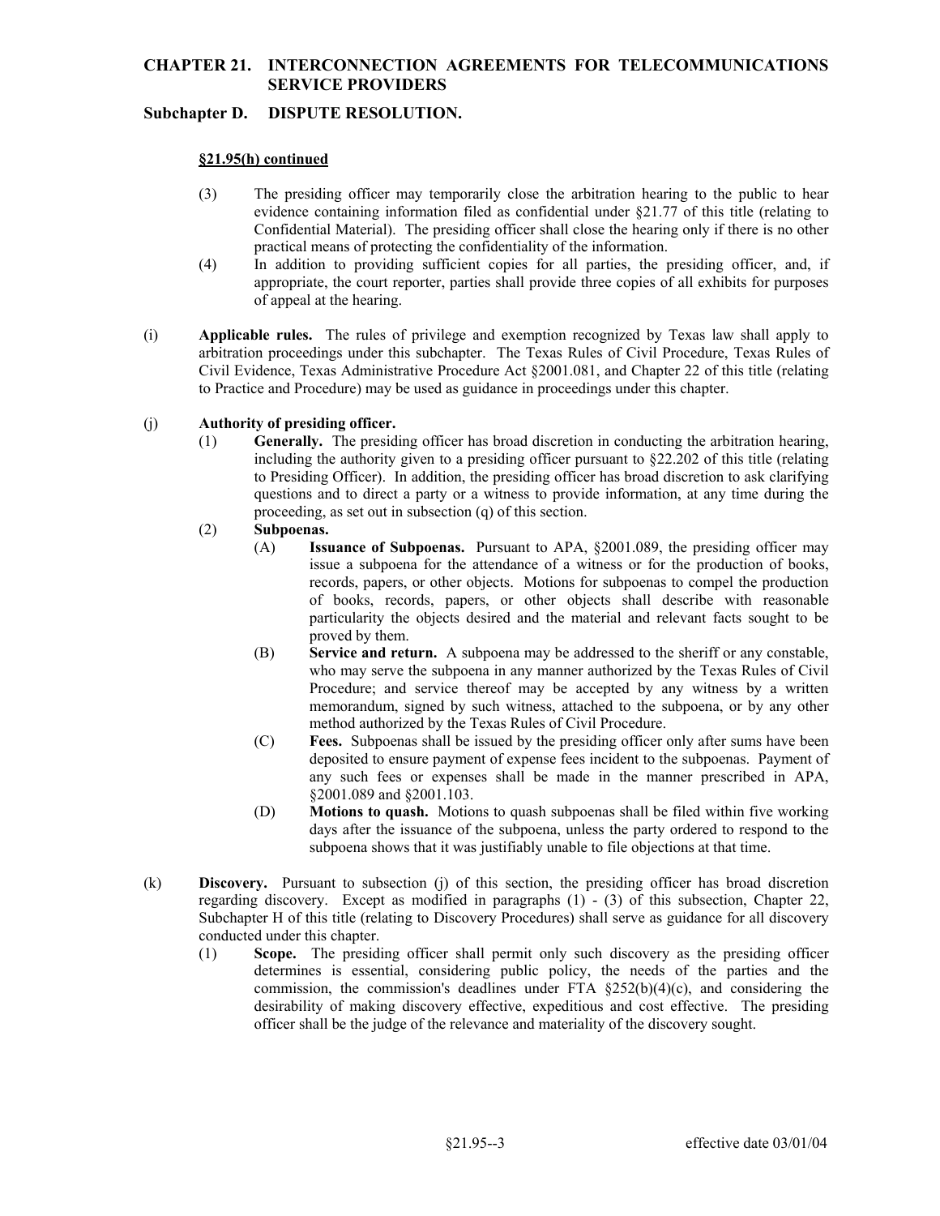# CHAPTER 21. INTERCONNECTION AGREEMENTS FOR TELECOMMUNICATIONS SERVICE PROVIDERS

## Subchapter D. DISPUTE RESOLUTION.

**§21.95(h) continued**

(3) The presiding officer may temporarily close the arbitration hearing to the public to hear evidence containing information filed as confidential under §21.77 of this title (relating to Confidential Material). The presiding officer shall close the hearing only if there is no other practical means of protecting the confidentiality of the information.

(4) In addition to providing sufficient copies for all parties, the presiding officer, and, if appropriate, the court reporter, parties shall provide three copies of all exhibits for purposes of appeal at the hearing.

(i) **Applicable rules.** The rules of privilege and exemption recognized by Texas law shall apply to arbitration proceedings under this subchapter. The Texas Rules of Civil Procedure, Texas Rules of Civil Evidence, Texas Administrative Procedure Act §2001.081, and Chapter 22 of this title (relating to Practice and Procedure) may be used as guidance in proceedings under this chapter.

(j) **Authority of presiding officer.**

(1) **Generally.** The presiding officer has broad discretion in conducting the arbitration hearing, including the authority given to a presiding officer pursuant to §22.202 of this title (relating to Presiding Officer). In addition, the presiding officer has broad discretion to ask clarifying questions and to direct a party or a witness to provide information, at any time during the proceeding, as set out in subsection (q) of this section.

(2) **Subpoenas.**

(A) **Issuance of Subpoenas.** Pursuant to APA, §2001.089, the presiding officer may issue a subpoena for the attendance of a witness or for the production of books, records, papers, or other objects. Motions for subpoenas to compel the production of books, records, papers, or other objects shall describe with reasonable particularity the objects desired and the material and relevant facts sought to be proved by them.

(B) **Service and return.** A subpoena may be addressed to the sheriff or any constable, who may serve the subpoena in any manner authorized by the Texas Rules of Civil Procedure; and service thereof may be accepted by any witness by a written memorandum, signed by such witness, attached to the subpoena, or by any other method authorized by the Texas Rules of Civil Procedure.

(C) **Fees.** Subpoenas shall be issued by the presiding officer only after sums have been deposited to ensure payment of expense fees incident to the subpoenas. Payment of any such fees or expenses shall be made in the manner prescribed in APA, §2001.089 and §2001.103.

(D) **Motions to quash.** Motions to quash subpoenas shall be filed within five working days after the issuance of the subpoena, unless the party ordered to respond to the subpoena shows that it was justifiably unable to file objections at that time.

(k) **Discovery.** Pursuant to subsection (j) of this section, the presiding officer has broad discretion regarding discovery. Except as modified in paragraphs (1) - (3) of this subsection, Chapter 22, Subchapter H of this title (relating to Discovery Procedures) shall serve as guidance for all discovery conducted under this chapter.

(1) **Scope.** The presiding officer shall permit only such discovery as the presiding officer determines is essential, considering public policy, the needs of the parties and the commission, the commission's deadlines under FTA §252(b)(4)(c), and considering the desirability of making discovery effective, expeditious and cost effective. The presiding officer shall be the judge of the relevance and materiality of the discovery sought.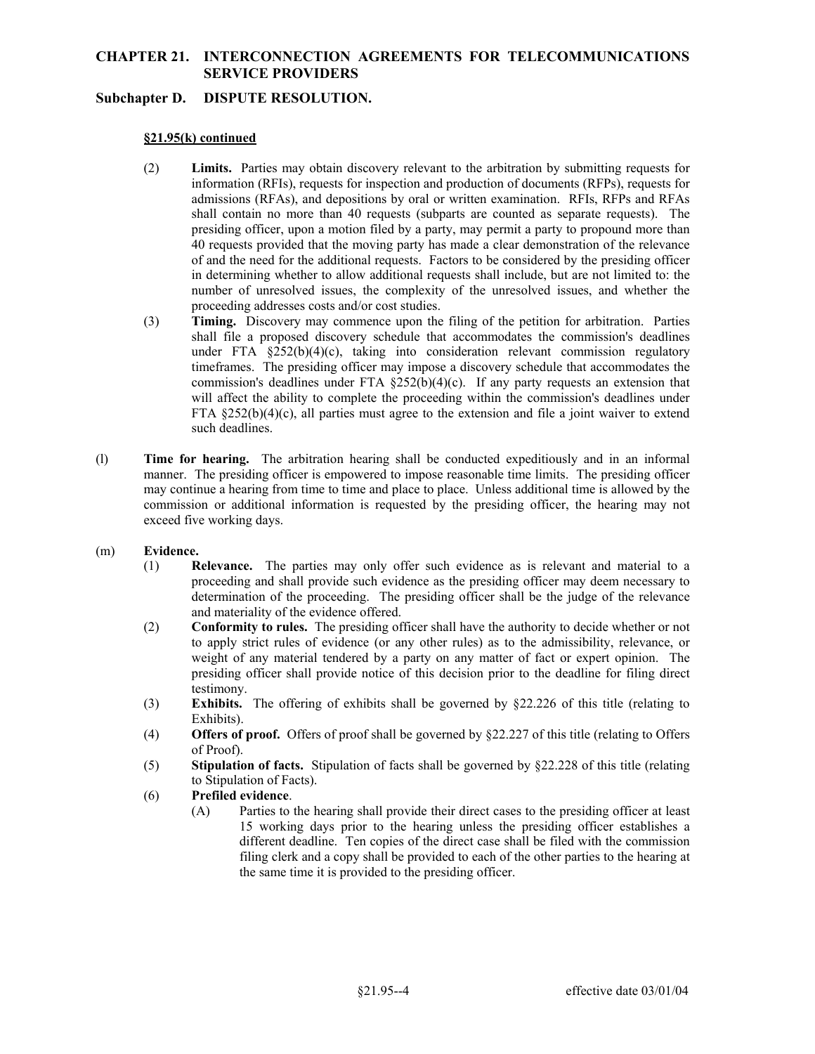## CHAPTER 21. INTERCONNECTION AGREEMENTS FOR TELECOMMUNICATIONS SERVICE PROVIDERS

### Subchapter D. DISPUTE RESOLUTION.

**§21.95(k) continued**

(2) **Limits.** Parties may obtain discovery relevant to the arbitration by submitting requests for information (RFIs), requests for inspection and production of documents (RFPs), requests for admissions (RFAs), and depositions by oral or written examination. RFIs, RFPs and RFAs shall contain no more than 40 requests (subparts are counted as separate requests). The presiding officer, upon a motion filed by a party, may permit a party to propound more than 40 requests provided that the moving party has made a clear demonstration of the relevance of and the need for the additional requests. Factors to be considered by the presiding officer in determining whether to allow additional requests shall include, but are not limited to: the number of unresolved issues, the complexity of the unresolved issues, and whether the proceeding addresses costs and/or cost studies.

(3) **Timing.** Discovery may commence upon the filing of the petition for arbitration. Parties shall file a proposed discovery schedule that accommodates the commission's deadlines under FTA §252(b)(4)(c), taking into consideration relevant commission regulatory timeframes. The presiding officer may impose a discovery schedule that accommodates the commission's deadlines under FTA §252(b)(4)(c). If any party requests an extension that will affect the ability to complete the proceeding within the commission's deadlines under FTA §252(b)(4)(c), all parties must agree to the extension and file a joint waiver to extend such deadlines.

(l) **Time for hearing.** The arbitration hearing shall be conducted expeditiously and in an informal manner. The presiding officer is empowered to impose reasonable time limits. The presiding officer may continue a hearing from time to time and place to place. Unless additional time is allowed by the commission or additional information is requested by the presiding officer, the hearing may not exceed five working days.

(m) **Evidence.**

(1) **Relevance.** The parties may only offer such evidence as is relevant and material to a proceeding and shall provide such evidence as the presiding officer may deem necessary to determination of the proceeding. The presiding officer shall be the judge of the relevance and materiality of the evidence offered.

(2) **Conformity to rules.** The presiding officer shall have the authority to decide whether or not to apply strict rules of evidence (or any other rules) as to the admissibility, relevance, or weight of any material tendered by a party on any matter of fact or expert opinion. The presiding officer shall provide notice of this decision prior to the deadline for filing direct testimony.

(3) **Exhibits.** The offering of exhibits shall be governed by §22.226 of this title (relating to Exhibits).

(4) **Offers of proof.** Offers of proof shall be governed by §22.227 of this title (relating to Offers of Proof).

(5) **Stipulation of facts.** Stipulation of facts shall be governed by §22.228 of this title (relating to Stipulation of Facts).

(6) **Prefiled evidence**.

(A) Parties to the hearing shall provide their direct cases to the presiding officer at least 15 working days prior to the hearing unless the presiding officer establishes a different deadline. Ten copies of the direct case shall be filed with the commission filing clerk and a copy shall be provided to each of the other parties to the hearing at the same time it is provided to the presiding officer.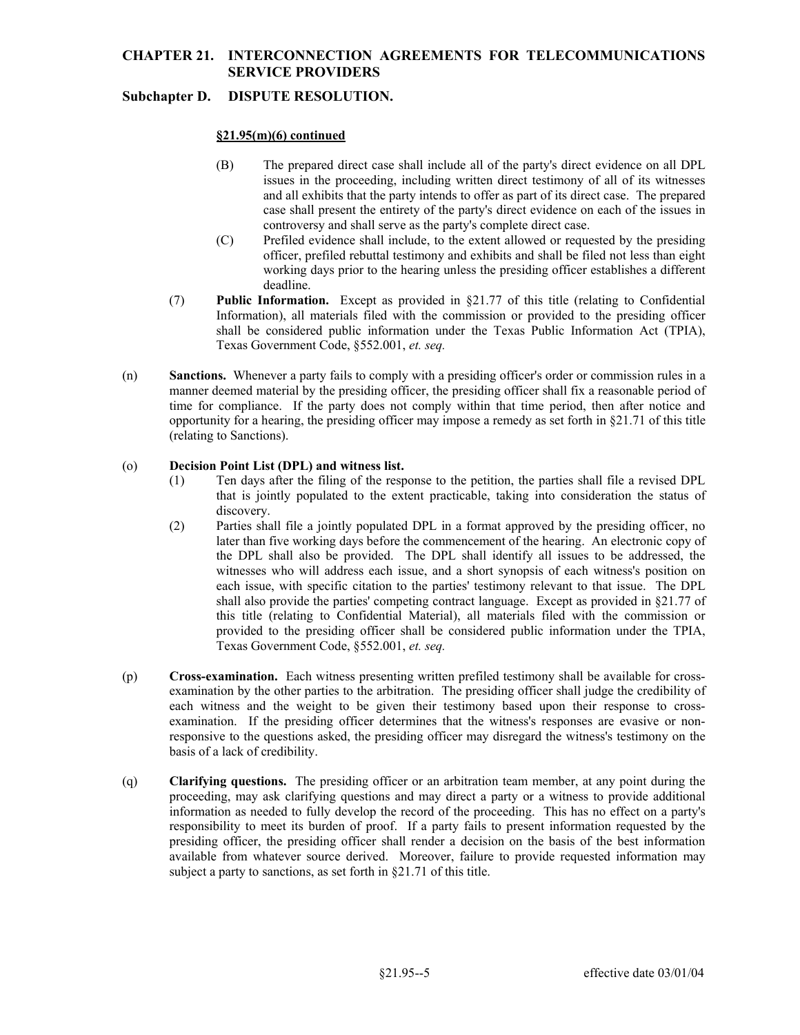**§21.95(m)(6) continued**

(B) The prepared direct case shall include all of the party's direct evidence on all DPL issues in the proceeding, including written direct testimony of all of its witnesses and all exhibits that the party intends to offer as part of its direct case. The prepared case shall present the entirety of the party's direct evidence on each of the issues in controversy and shall serve as the party's complete direct case.

(C) Prefiled evidence shall include, to the extent allowed or requested by the presiding officer, prefiled rebuttal testimony and exhibits and shall be filed not less than eight working days prior to the hearing unless the presiding officer establishes a different deadline.

(7) **Public Information.** Except as provided in §21.77 of this title (relating to Confidential Information), all materials filed with the commission or provided to the presiding officer shall be considered public information under the Texas Public Information Act (TPIA), Texas Government Code, §552.001, *et. seq.*

(n) **Sanctions.** Whenever a party fails to comply with a presiding officer's order or commission rules in a manner deemed material by the presiding officer, the presiding officer shall fix a reasonable period of time for compliance. If the party does not comply within that time period, then after notice and opportunity for a hearing, the presiding officer may impose a remedy as set forth in §21.71 of this title (relating to Sanctions).

(o) **Decision Point List (DPL) and witness list.**

(1) Ten days after the filing of the response to the petition, the parties shall file a revised DPL that is jointly populated to the extent practicable, taking into consideration the status of discovery.

(2) Parties shall file a jointly populated DPL in a format approved by the presiding officer, no later than five working days before the commencement of the hearing. An electronic copy of the DPL shall also be provided. The DPL shall identify all issues to be addressed, the witnesses who will address each issue, and a short synopsis of each witness's position on each issue, with specific citation to the parties' testimony relevant to that issue. The DPL shall also provide the parties' competing contract language. Except as provided in §21.77 of this title (relating to Confidential Material), all materials filed with the commission or provided to the presiding officer shall be considered public information under the TPIA, Texas Government Code, §552.001, *et. seq.*

(p) **Cross-examination.** Each witness presenting written prefiled testimony shall be available for cross-examination by the other parties to the arbitration. The presiding officer shall judge the credibility of each witness and the weight to be given their testimony based upon their response to cross-examination. If the presiding officer determines that the witness's responses are evasive or non-responsive to the questions asked, the presiding officer may disregard the witness's testimony on the basis of a lack of credibility.

(q) **Clarifying questions.** The presiding officer or an arbitration team member, at any point during the proceeding, may ask clarifying questions and may direct a party or a witness to provide additional information as needed to fully develop the record of the proceeding. This has no effect on a party's responsibility to meet its burden of proof. If a party fails to present information requested by the presiding officer, the presiding officer shall render a decision on the basis of the best information available from whatever source derived. Moreover, failure to provide requested information may subject a party to sanctions, as set forth in §21.71 of this title.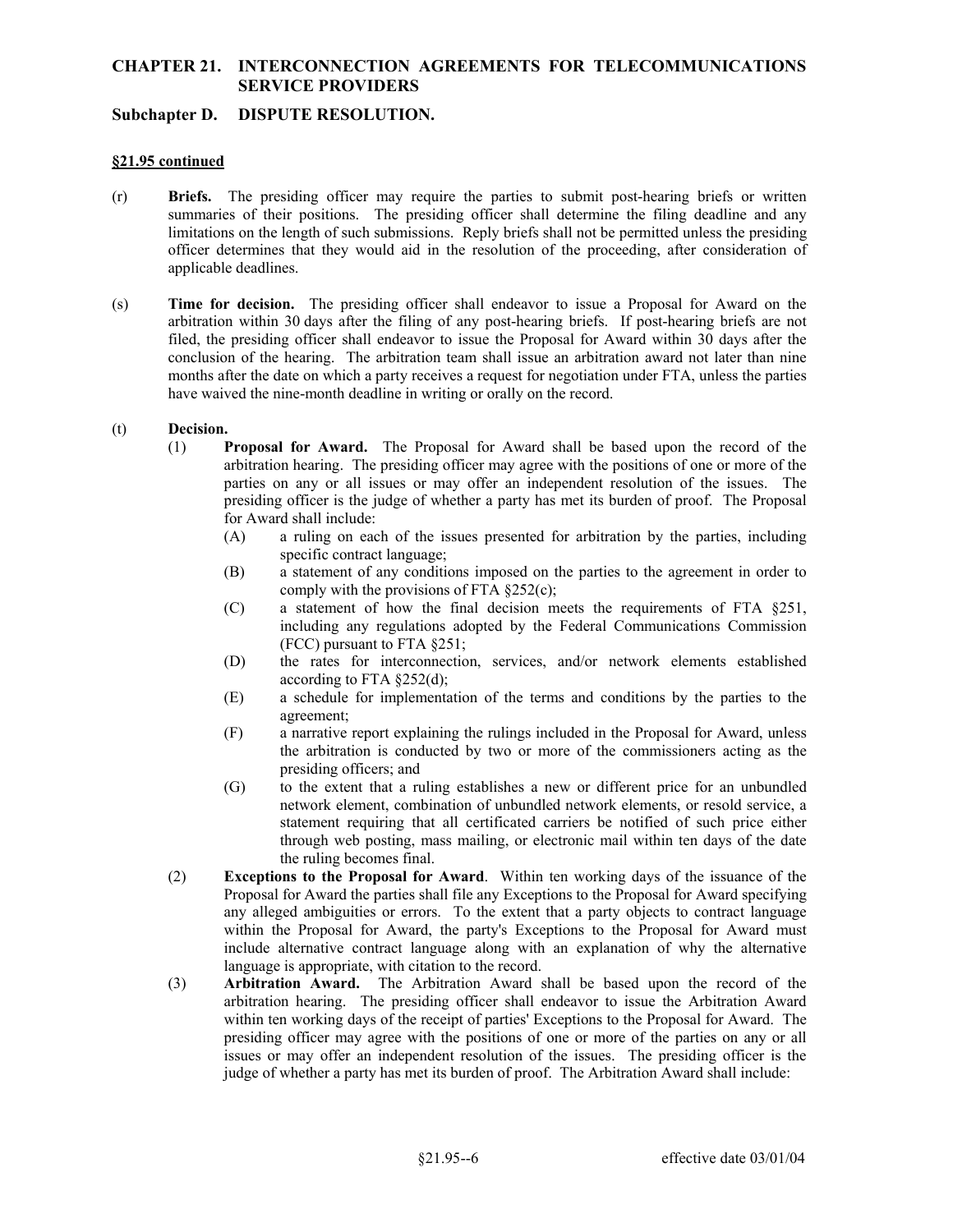## CHAPTER 21. INTERCONNECTION AGREEMENTS FOR TELECOMMUNICATIONS SERVICE PROVIDERS

### Subchapter D. DISPUTE RESOLUTION.

**§21.95 continued**

(r) **Briefs.** The presiding officer may require the parties to submit post-hearing briefs or written summaries of their positions. The presiding officer shall determine the filing deadline and any limitations on the length of such submissions. Reply briefs shall not be permitted unless the presiding officer determines that they would aid in the resolution of the proceeding, after consideration of applicable deadlines.

(s) **Time for decision.** The presiding officer shall endeavor to issue a Proposal for Award on the arbitration within 30 days after the filing of any post-hearing briefs. If post-hearing briefs are not filed, the presiding officer shall endeavor to issue the Proposal for Award within 30 days after the conclusion of the hearing. The arbitration team shall issue an arbitration award not later than nine months after the date on which a party receives a request for negotiation under FTA, unless the parties have waived the nine-month deadline in writing or orally on the record.

(t) **Decision.**

(1) **Proposal for Award.** The Proposal for Award shall be based upon the record of the arbitration hearing. The presiding officer may agree with the positions of one or more of the parties on any or all issues or may offer an independent resolution of the issues. The presiding officer is the judge of whether a party has met its burden of proof. The Proposal for Award shall include:

(A) a ruling on each of the issues presented for arbitration by the parties, including specific contract language;

(B) a statement of any conditions imposed on the parties to the agreement in order to comply with the provisions of FTA §252(c);

(C) a statement of how the final decision meets the requirements of FTA §251, including any regulations adopted by the Federal Communications Commission (FCC) pursuant to FTA §251;

(D) the rates for interconnection, services, and/or network elements established according to FTA §252(d);

(E) a schedule for implementation of the terms and conditions by the parties to the agreement;

(F) a narrative report explaining the rulings included in the Proposal for Award, unless the arbitration is conducted by two or more of the commissioners acting as the presiding officers; and

(G) to the extent that a ruling establishes a new or different price for an unbundled network element, combination of unbundled network elements, or resold service, a statement requiring that all certificated carriers be notified of such price either through web posting, mass mailing, or electronic mail within ten days of the date the ruling becomes final.

(2) **Exceptions to the Proposal for Award**. Within ten working days of the issuance of the Proposal for Award the parties shall file any Exceptions to the Proposal for Award specifying any alleged ambiguities or errors. To the extent that a party objects to contract language within the Proposal for Award, the party's Exceptions to the Proposal for Award must include alternative contract language along with an explanation of why the alternative language is appropriate, with citation to the record.

(3) **Arbitration Award.** The Arbitration Award shall be based upon the record of the arbitration hearing. The presiding officer shall endeavor to issue the Arbitration Award within ten working days of the receipt of parties' Exceptions to the Proposal for Award. The presiding officer may agree with the positions of one or more of the parties on any or all issues or may offer an independent resolution of the issues. The presiding officer is the judge of whether a party has met its burden of proof. The Arbitration Award shall include: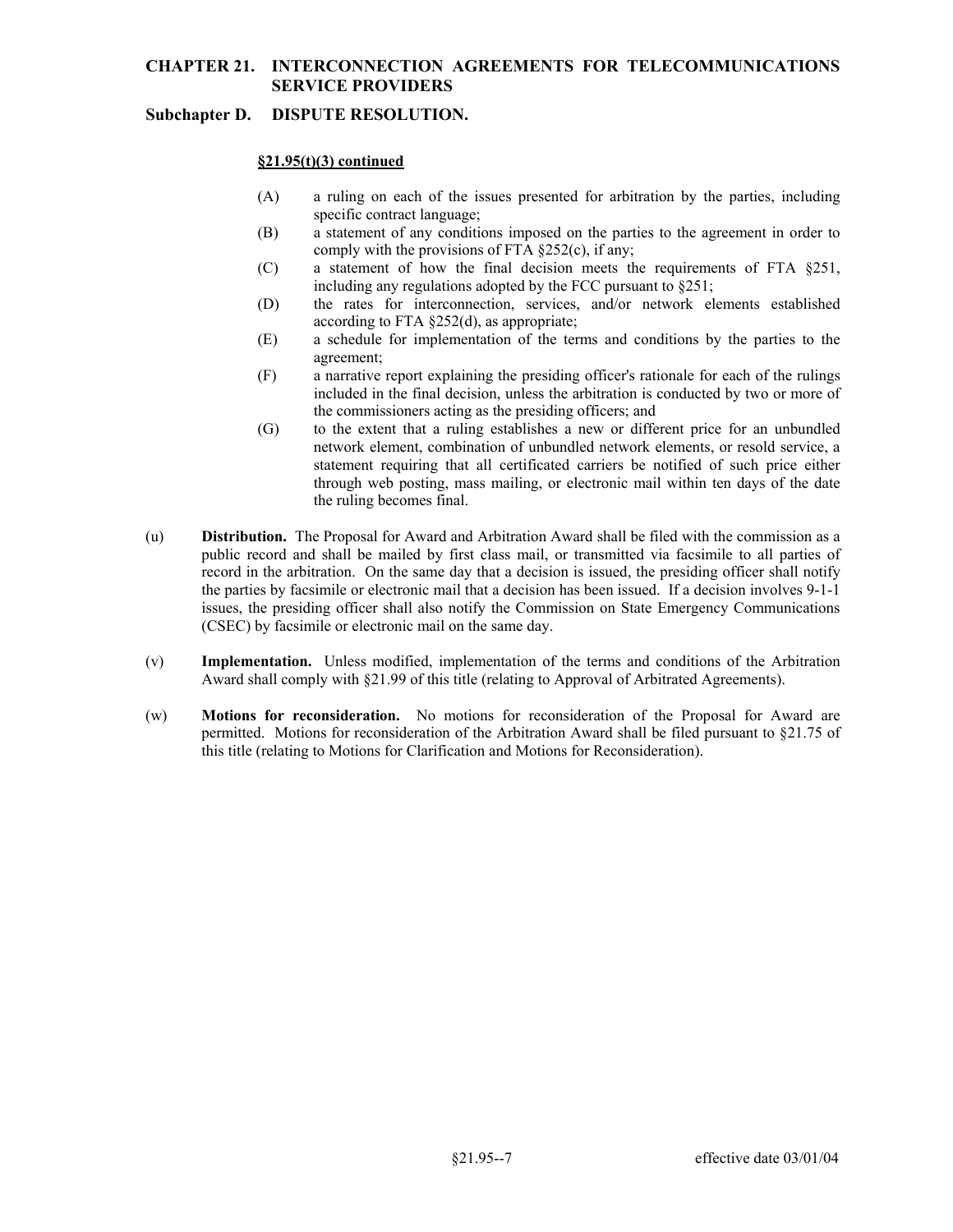**CHAPTER 21. INTERCONNECTION AGREEMENTS FOR TELECOMMUNICATIONS SERVICE PROVIDERS**

**Subchapter D. DISPUTE RESOLUTION.**

**§21.95(t)(3) continued**

(A) a ruling on each of the issues presented for arbitration by the parties, including specific contract language;

(B) a statement of any conditions imposed on the parties to the agreement in order to comply with the provisions of FTA §252(c), if any;

(C) a statement of how the final decision meets the requirements of FTA §251, including any regulations adopted by the FCC pursuant to §251;

(D) the rates for interconnection, services, and/or network elements established according to FTA §252(d), as appropriate;

(E) a schedule for implementation of the terms and conditions by the parties to the agreement;

(F) a narrative report explaining the presiding officer's rationale for each of the rulings included in the final decision, unless the arbitration is conducted by two or more of the commissioners acting as the presiding officers; and

(G) to the extent that a ruling establishes a new or different price for an unbundled network element, combination of unbundled network elements, or resold service, a statement requiring that all certificated carriers be notified of such price either through web posting, mass mailing, or electronic mail within ten days of the date the ruling becomes final.

(u) **Distribution.** The Proposal for Award and Arbitration Award shall be filed with the commission as a public record and shall be mailed by first class mail, or transmitted via facsimile to all parties of record in the arbitration. On the same day that a decision is issued, the presiding officer shall notify the parties by facsimile or electronic mail that a decision has been issued. If a decision involves 9-1-1 issues, the presiding officer shall also notify the Commission on State Emergency Communications (CSEC) by facsimile or electronic mail on the same day.

(v) **Implementation.** Unless modified, implementation of the terms and conditions of the Arbitration Award shall comply with §21.99 of this title (relating to Approval of Arbitrated Agreements).

(w) **Motions for reconsideration.** No motions for reconsideration of the Proposal for Award are permitted. Motions for reconsideration of the Arbitration Award shall be filed pursuant to §21.75 of this title (relating to Motions for Clarification and Motions for Reconsideration).